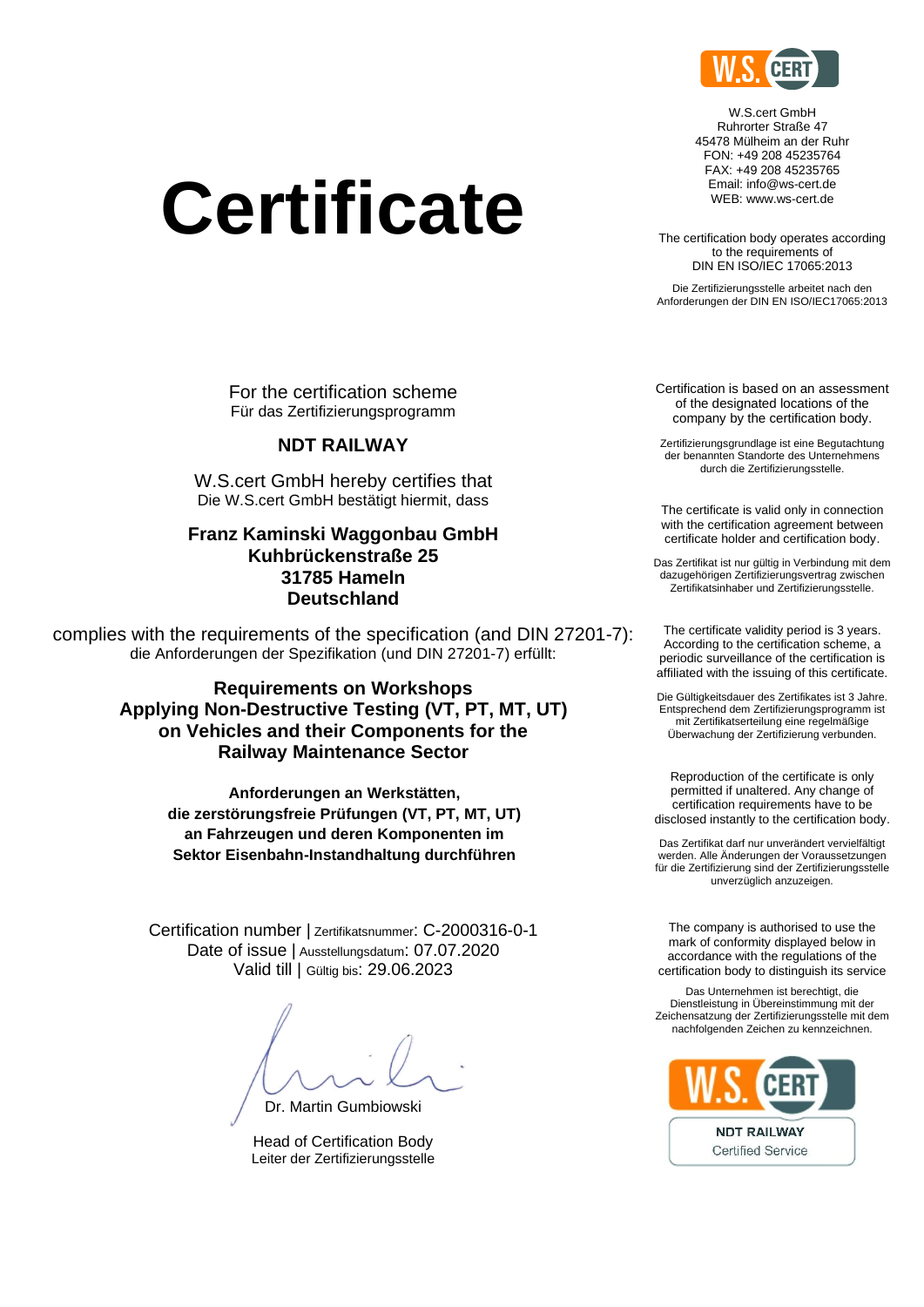W.S. CERT

W.S.cert GmbH
Ruhrorter Straße 47
45478 Mülheim an der Ruhr
FON: +49 208 45235764
FAX: +49 208 45235765
Email: info@ws-cert.de
WEB: www.ws-cert.de

The certification body operates according to the requirements of DIN EN ISO/IEC 17065:2013

Die Zertifizierungsstelle arbeitet nach den Anforderungen der DIN EN ISO/IEC17065:2013

# Certificate

For the certification scheme
Für das Zertifizierungsprogramm

**NDT RAILWAY**

W.S.cert GmbH hereby certifies that
Die W.S.cert GmbH bestätigt hiermit, dass

**Franz Kaminski Waggonbau GmbH**
**Kuhbrückenstraße 25**
**31785 Hameln**
**Deutschland**

complies with the requirements of the specification (and DIN 27201-7):
die Anforderungen der Spezifikation (und DIN 27201-7) erfüllt:

**Requirements on Workshops**
**Applying Non-Destructive Testing (VT, PT, MT, UT)**
**on Vehicles and their Components for the**
**Railway Maintenance Sector**

**Anforderungen an Werkstätten,**
**die zerstörungsfreie Prüfungen (VT, PT, MT, UT)**
**an Fahrzeugen und deren Komponenten im**
**Sektor Eisenbahn-Instandhaltung durchführen**

Certification number | Zertifikatsnummer: C-2000316-0-1
Date of issue | Ausstellungsdatum: 07.07.2020
Valid till | Gültig bis: 29.06.2023

Dr. Martin Gumbiowski

Head of Certification Body
Leiter der Zertifizierungsstelle

Certification is based on an assessment of the designated locations of the company by the certification body.

Zertifizierungsgrundlage ist eine Begutachtung der benannten Standorte des Unternehmens durch die Zertifizierungsstelle.

The certificate is valid only in connection with the certification agreement between certificate holder and certification body.

Das Zertifikat ist nur gültig in Verbindung mit dem dazugehörigen Zertifizierungsvertrag zwischen Zertifikatsinhaber und Zertifizierungsstelle.

The certificate validity period is 3 years. According to the certification scheme, a periodic surveillance of the certification is affiliated with the issuing of this certificate.

Die Gültigkeitsdauer des Zertifikates ist 3 Jahre. Entsprechend dem Zertifizierungsprogramm ist mit Zertifikatserteilung eine regelmäßige Überwachung der Zertifizierung verbunden.

Reproduction of the certificate is only permitted if unaltered. Any change of certification requirements have to be disclosed instantly to the certification body.

Das Zertifikat darf nur unverändert vervielfältigt werden. Alle Änderungen der Voraussetzungen für die Zertifizierung sind der Zertifizierungsstelle unverzüglich anzuzeigen.

The company is authorised to use the mark of conformity displayed below in accordance with the regulations of the certification body to distinguish its service

Das Unternehmen ist berechtigt, die Dienstleistung in Übereinstimmung mit der Zeichensatzung der Zertifizierungsstelle mit dem nachfolgenden Zeichen zu kennzeichnen.

W.S. CERT
NDT RAILWAY
Certified Service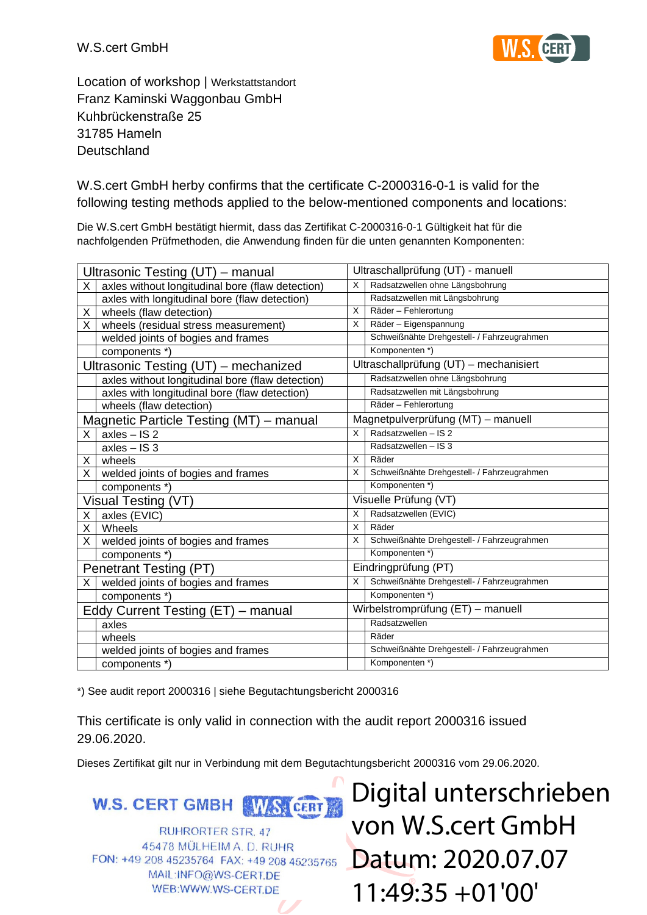W.S.cert GmbH

Location of workshop | Werkstattstandort
Franz Kaminski Waggonbau GmbH
Kuhbrückenstraße 25
31785 Hameln
Deutschland

W.S.cert GmbH herby confirms that the certificate C-2000316-0-1 is valid for the following testing methods applied to the below-mentioned components and locations:

Die W.S.cert GmbH bestätigt hiermit, dass das Zertifikat C-2000316-0-1 Gültigkeit hat für die nachfolgenden Prüfmethoden, die Anwendung finden für die unten genannten Komponenten:

| | | | |
|---|---|---|---|
| **Ultrasonic Testing (UT) – manual** | | **Ultraschallprüfung (UT) - manuell** | |
| X | axles without longitudinal bore (flaw detection) | X | Radsatzwellen ohne Längsbohrung |
| | axles with longitudinal bore (flaw detection) | | Radsatzwellen mit Längsbohrung |
| X | wheels (flaw detection) | X | Räder – Fehlerortung |
| X | wheels (residual stress measurement) | X | Räder – Eigenspannung |
| | welded joints of bogies and frames | | Schweißnähte Drehgestell- / Fahrzeugrahmen |
| | components *) | | Komponenten *) |
| **Ultrasonic Testing (UT) – mechanized** | | **Ultraschallprüfung (UT) – mechanisiert** | |
| | axles without longitudinal bore (flaw detection) | | Radsatzwellen ohne Längsbohrung |
| | axles with longitudinal bore (flaw detection) | | Radsatzwellen mit Längsbohrung |
| | wheels (flaw detection) | | Räder – Fehlerortung |
| **Magnetic Particle Testing (MT) – manual** | | **Magnetpulverprüfung (MT) – manuell** | |
| X | axles – IS 2 | X | Radsatzwellen – IS 2 |
| | axles – IS 3 | | Radsatzwellen – IS 3 |
| X | wheels | X | Räder |
| X | welded joints of bogies and frames | X | Schweißnähte Drehgestell- / Fahrzeugrahmen |
| | components *) | | Komponenten *) |
| **Visual Testing (VT)** | | **Visuelle Prüfung (VT)** | |
| X | axles (EVIC) | X | Radsatzwellen (EVIC) |
| X | Wheels | X | Räder |
| X | welded joints of bogies and frames | X | Schweißnähte Drehgestell- / Fahrzeugrahmen |
| | components *) | | Komponenten *) |
| **Penetrant Testing (PT)** | | **Eindringprüfung (PT)** | |
| X | welded joints of bogies and frames | X | Schweißnähte Drehgestell- / Fahrzeugrahmen |
| | components *) | | Komponenten *) |
| **Eddy Current Testing (ET) – manual** | | **Wirbelstromprüfung (ET) – manuell** | |
| | axles | | Radsatzwellen |
| | wheels | | Räder |
| | welded joints of bogies and frames | | Schweißnähte Drehgestell- / Fahrzeugrahmen |
| | components *) | | Komponenten *) |

*) See audit report 2000316 | siehe Begutachtungsbericht 2000316

This certificate is only valid in connection with the audit report 2000316 issued 29.06.2020.

Dieses Zertifikat gilt nur in Verbindung mit dem Begutachtungsbericht 2000316 vom 29.06.2020.

W.S. CERT GMBH
RUHRORTER STR. 47
45478 MÜLHEIM A. D. RUHR
FON: +49 208 45235764 FAX: +49 208 45235765
MAIL:INFO@WS-CERT.DE
WEB:WWW.WS-CERT.DE

Digital unterschrieben von W.S.cert GmbH
Datum: 2020.07.07 11:49:35 +01'00'